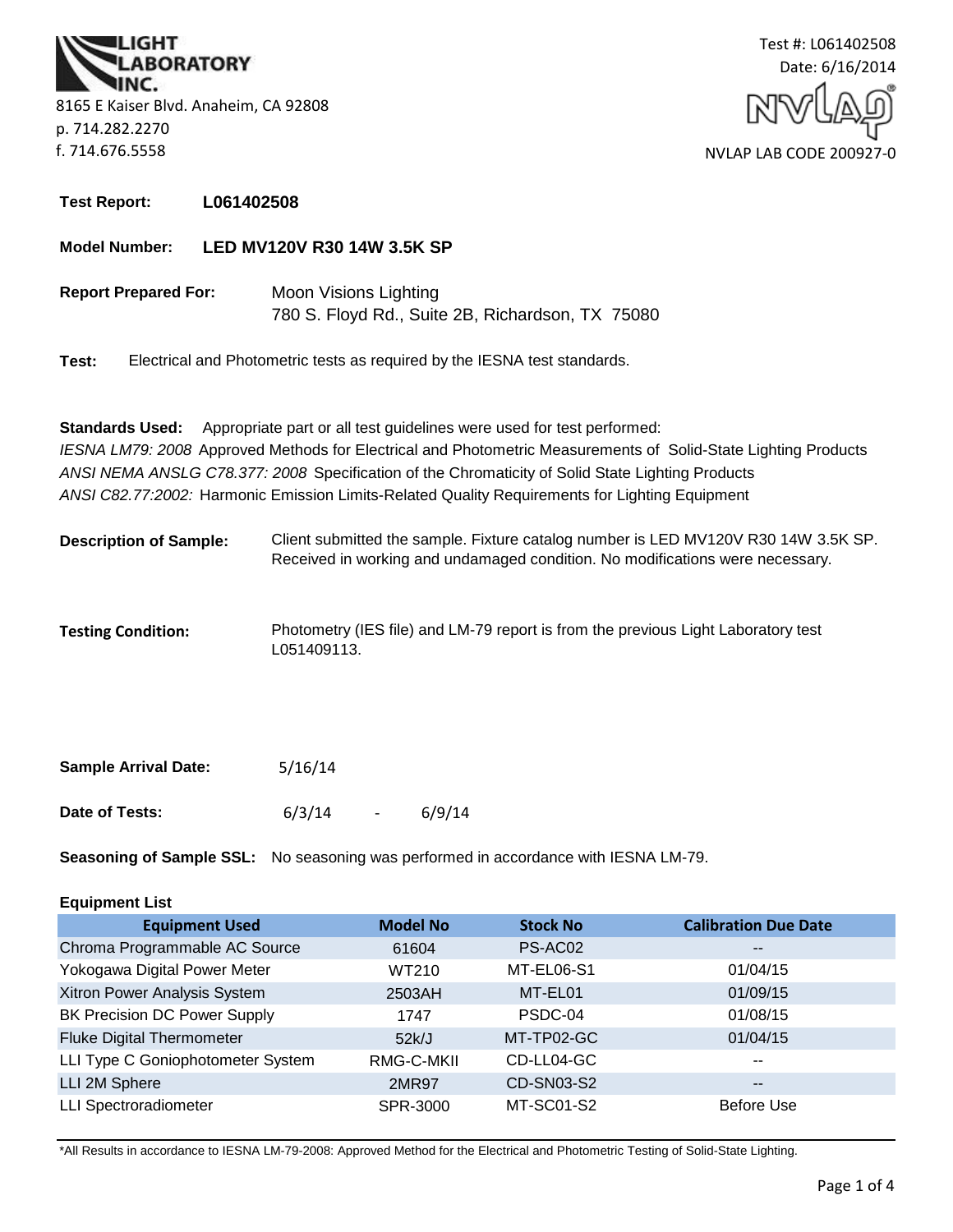**LIGHT LABORATORY INC.**

8165 E Kaiser Blvd. Anaheim, CA 92808
p. 714.282.2270
f. 714.676.5558

Test #: L061402508
Date: 6/16/2014

NVLAP LAB CODE 200927-0

**Test Report:** **L061402508**

**Model Number:** **LED MV120V R30 14W 3.5K SP**

**Report Prepared For:** Moon Visions Lighting
780 S. Floyd Rd., Suite 2B, Richardson, TX 75080

**Test:** Electrical and Photometric tests as required by the IESNA test standards.

**Standards Used:** Appropriate part or all test guidelines were used for test performed:
*IESNA LM79: 2008* Approved Methods for Electrical and Photometric Measurements of Solid-State Lighting Products
*ANSI NEMA ANSLG C78.377: 2008* Specification of the Chromaticity of Solid State Lighting Products
*ANSI C82.77:2002:* Harmonic Emission Limits-Related Quality Requirements for Lighting Equipment

**Description of Sample:** Client submitted the sample. Fixture catalog number is LED MV120V R30 14W 3.5K SP. Received in working and undamaged condition. No modifications were necessary.

**Testing Condition:** Photometry (IES file) and LM-79 report is from the previous Light Laboratory test L051409113.

**Sample Arrival Date:** 5/16/14

**Date of Tests:** 6/3/14 - 6/9/14

**Seasoning of Sample SSL:** No seasoning was performed in accordance with IESNA LM-79.

**Equipment List**

| Equipment Used | Model No | Stock No | Calibration Due Date |
|---|---|---|---|
| Chroma Programmable AC Source | 61604 | PS-AC02 | -- |
| Yokogawa Digital Power Meter | WT210 | MT-EL06-S1 | 01/04/15 |
| Xitron Power Analysis System | 2503AH | MT-EL01 | 01/09/15 |
| BK Precision DC Power Supply | 1747 | PSDC-04 | 01/08/15 |
| Fluke Digital Thermometer | 52k/J | MT-TP02-GC | 01/04/15 |
| LLI Type C Goniophotometer System | RMG-C-MKII | CD-LL04-GC | -- |
| LLI 2M Sphere | 2MR97 | CD-SN03-S2 | -- |
| LLI Spectroradiometer | SPR-3000 | MT-SC01-S2 | Before Use |

*All Results in accordance to IESNA LM-79-2008: Approved Method for the Electrical and Photometric Testing of Solid-State Lighting.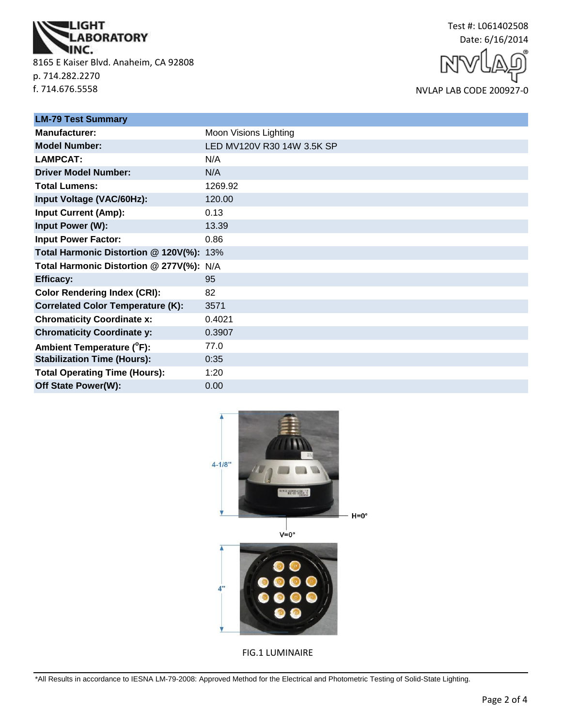LIGHT LABORATORY INC.

8165 E Kaiser Blvd. Anaheim, CA 92808
p. 714.282.2270
f. 714.676.5558

Test #: L061402508
Date: 6/16/2014

NVLAP LAB CODE 200927-0

| LM-79 Test Summary | |
|---|---|
| **Manufacturer:** | Moon Visions Lighting |
| **Model Number:** | LED MV120V R30 14W 3.5K SP |
| **LAMPCAT:** | N/A |
| **Driver Model Number:** | N/A |
| **Total Lumens:** | 1269.92 |
| **Input Voltage (VAC/60Hz):** | 120.00 |
| **Input Current (Amp):** | 0.13 |
| **Input Power (W):** | 13.39 |
| **Input Power Factor:** | 0.86 |
| **Total Harmonic Distortion @ 120V(%):** | 13% |
| **Total Harmonic Distortion @ 277V(%):** | N/A |
| **Efficacy:** | 95 |
| **Color Rendering Index (CRI):** | 82 |
| **Correlated Color Temperature (K):** | 3571 |
| **Chromaticity Coordinate x:** | 0.4021 |
| **Chromaticity Coordinate y:** | 0.3907 |
| **Ambient Temperature (°F):** | 77.0 |
| **Stabilization Time (Hours):** | 0:35 |
| **Total Operating Time (Hours):** | 1:20 |
| **Off State Power(W):** | 0.00 |

4-1/8"

H=0°

V=0°

4"

FIG.1 LUMINAIRE

*All Results in accordance to IESNA LM-79-2008: Approved Method for the Electrical and Photometric Testing of Solid-State Lighting.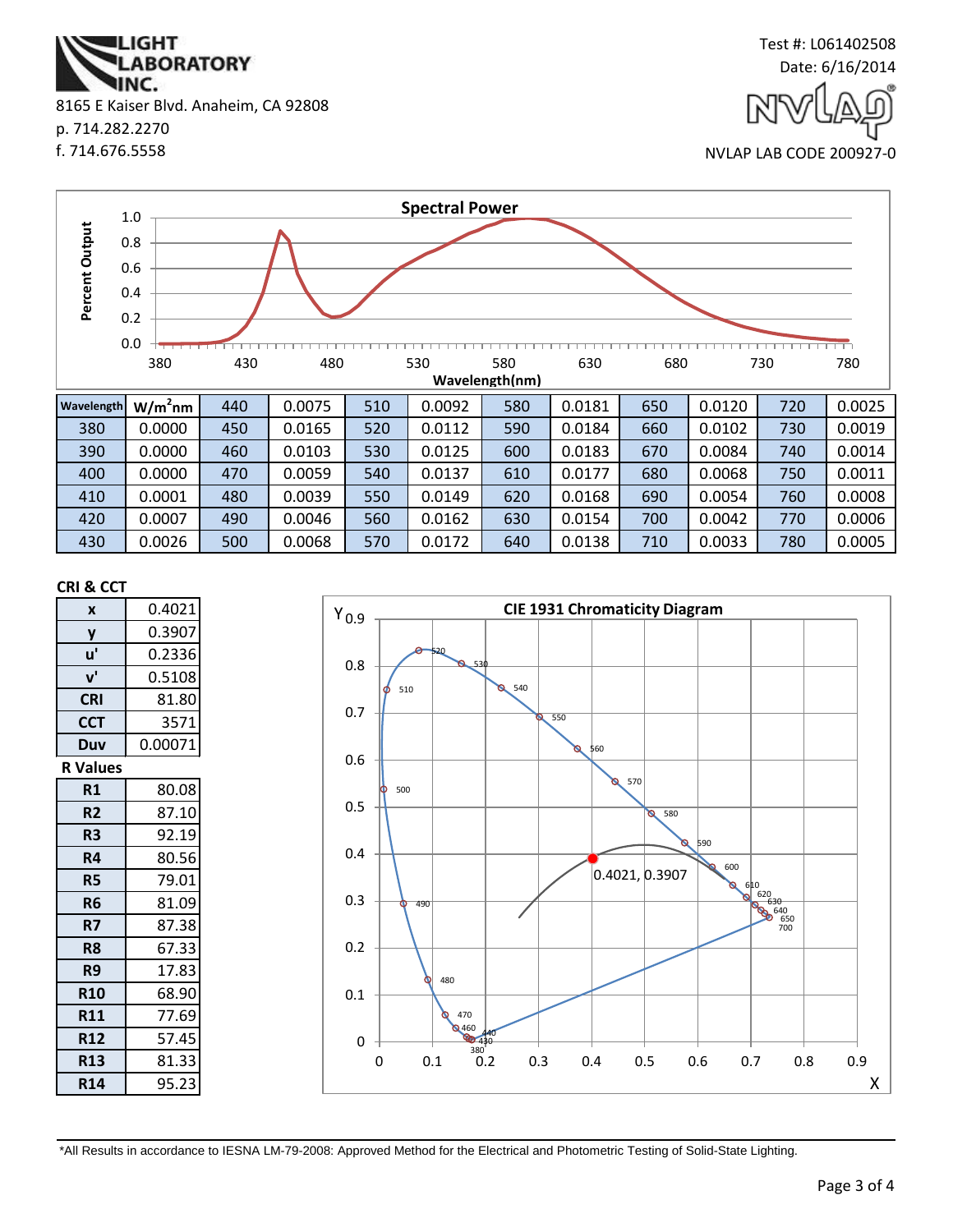LIGHT LABORATORY INC.
8165 E Kaiser Blvd. Anaheim, CA 92808
p. 714.282.2270
f. 714.676.5558

Test #: L061402508
Date: 6/16/2014
NVLAP LAB CODE 200927-0

**Spectral Power**

Percent Output
1.0
0.8
0.6
0.4
0.2
0.0
380 430 480 530 580 630 680 730 780
Wavelength(nm)

| Wavelength | W/m²nm | | | | | | | | | | |
|---|---|---|---|---|---|---|---|---|---|---|---|
| 380 | 0.0000 | 440 | 0.0075 | 510 | 0.0092 | 580 | 0.0181 | 650 | 0.0120 | 720 | 0.0025 |
| 390 | 0.0000 | 450 | 0.0165 | 520 | 0.0112 | 590 | 0.0184 | 660 | 0.0102 | 730 | 0.0019 |
| 400 | 0.0000 | 460 | 0.0103 | 530 | 0.0125 | 600 | 0.0183 | 670 | 0.0084 | 740 | 0.0014 |
| 410 | 0.0001 | 470 | 0.0059 | 540 | 0.0137 | 610 | 0.0177 | 680 | 0.0068 | 750 | 0.0011 |
| 420 | 0.0007 | 480 | 0.0039 | 550 | 0.0149 | 620 | 0.0168 | 690 | 0.0054 | 760 | 0.0008 |
| 430 | 0.0026 | 490 | 0.0046 | 560 | 0.0162 | 630 | 0.0154 | 700 | 0.0042 | 770 | 0.0006 |
| | | 500 | 0.0068 | 570 | 0.0172 | 640 | 0.0138 | 710 | 0.0033 | 780 | 0.0005 |

**CRI & CCT**

| | |
|---|---|
| x | 0.4021 |
| y | 0.3907 |
| u' | 0.2336 |
| v' | 0.5108 |
| CRI | 81.80 |
| CCT | 3571 |
| Duv | 0.00071 |

**R Values**

| | |
|---|---|
| R1 | 80.08 |
| R2 | 87.10 |
| R3 | 92.19 |
| R4 | 80.56 |
| R5 | 79.01 |
| R6 | 81.09 |
| R7 | 87.38 |
| R8 | 67.33 |
| R9 | 17.83 |
| R10 | 68.90 |
| R11 | 77.69 |
| R12 | 57.45 |
| R13 | 81.33 |
| R14 | 95.23 |

**CIE 1931 Chromaticity Diagram**

Y
0.9
0.8
0.7
0.6
0.5
0.4
0.3
0.2
0.1
0
0 0.1 0.2 0.3 0.4 0.5 0.6 0.7 0.8 0.9
X
520 530 510 540 550 560 570 500 580 590 600 610 620 630 640 650 700 490 480 470 460 440 430 380
0.4021, 0.3907

*All Results in accordance to IESNA LM-79-2008: Approved Method for the Electrical and Photometric Testing of Solid-State Lighting.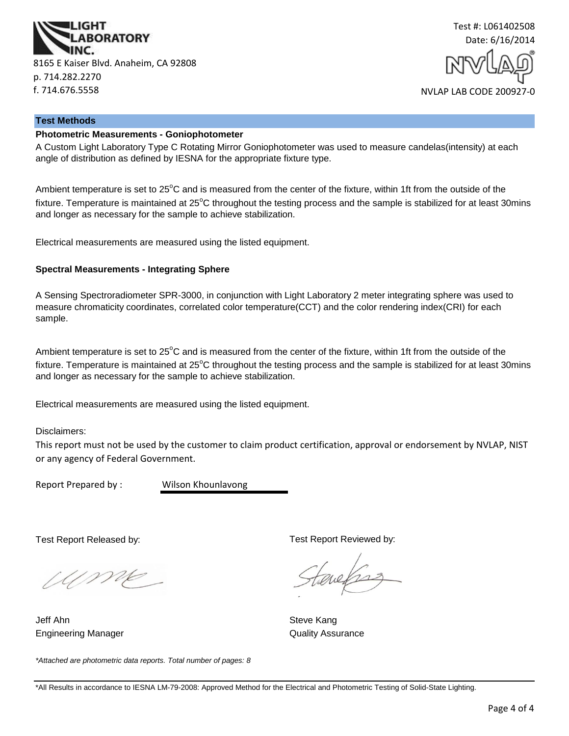LIGHT LABORATORY INC.

8165 E Kaiser Blvd. Anaheim, CA 92808
p. 714.282.2270
f. 714.676.5558

Test #: L061402508
Date: 6/16/2014

NVLAP LAB CODE 200927-0

## Test Methods

### Photometric Measurements - Goniophotometer

A Custom Light Laboratory Type C Rotating Mirror Goniophotometer was used to measure candelas(intensity) at each angle of distribution as defined by IESNA for the appropriate fixture type.

Ambient temperature is set to 25°C and is measured from the center of the fixture, within 1ft from the outside of the fixture. Temperature is maintained at 25°C throughout the testing process and the sample is stabilized for at least 30mins and longer as necessary for the sample to achieve stabilization.

Electrical measurements are measured using the listed equipment.

### Spectral Measurements - Integrating Sphere

A Sensing Spectroradiometer SPR-3000, in conjunction with Light Laboratory 2 meter integrating sphere was used to measure chromaticity coordinates, correlated color temperature(CCT) and the color rendering index(CRI) for each sample.

Ambient temperature is set to 25°C and is measured from the center of the fixture, within 1ft from the outside of the fixture. Temperature is maintained at 25°C throughout the testing process and the sample is stabilized for at least 30mins and longer as necessary for the sample to achieve stabilization.

Electrical measurements are measured using the listed equipment.

Disclaimers:

This report must not be used by the customer to claim product certification, approval or endorsement by NVLAP, NIST or any agency of Federal Government.

Report Prepared by : Wilson Khounlavong

Test Report Released by:

Jeff Ahn
Engineering Manager

Test Report Reviewed by:

Steve Kang
Quality Assurance

*Attached are photometric data reports. Total number of pages: 8*

*All Results in accordance to IESNA LM-79-2008: Approved Method for the Electrical and Photometric Testing of Solid-State Lighting.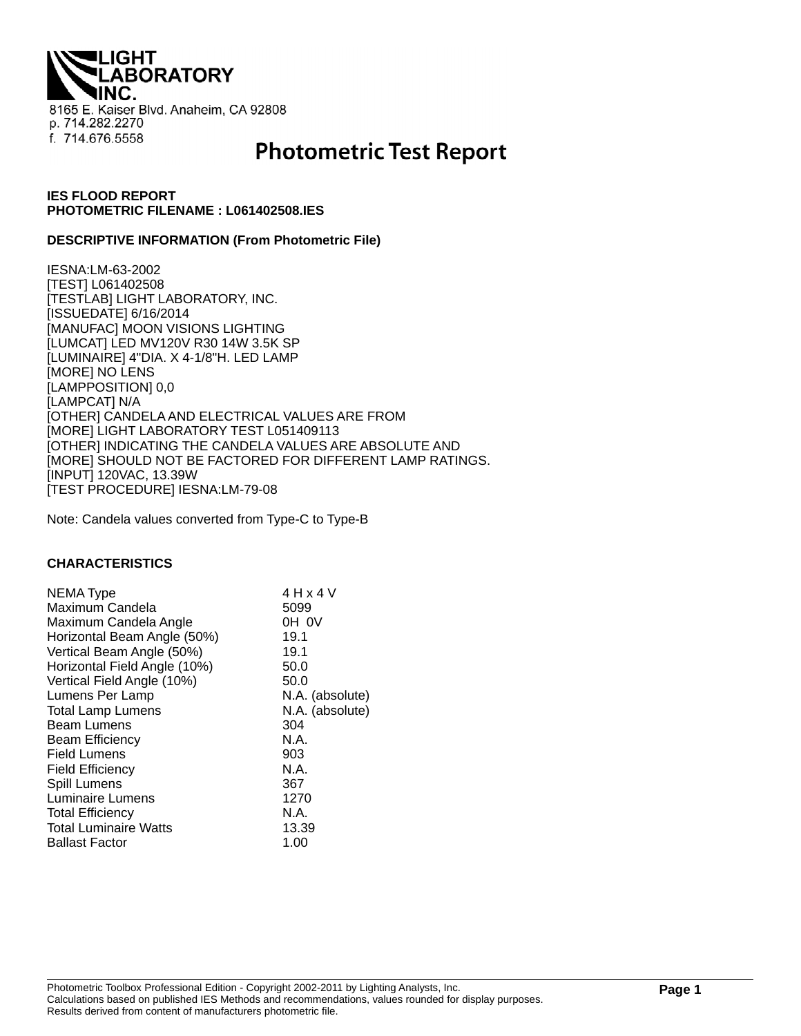LIGHT LABORATORY INC.
8165 E. Kaiser Blvd. Anaheim, CA 92808
p. 714.282.2270
f. 714.676.5558

# Photometric Test Report

**IES FLOOD REPORT**
**PHOTOMETRIC FILENAME : L061402508.IES**

**DESCRIPTIVE INFORMATION (From Photometric File)**

IESNA:LM-63-2002
[TEST] L061402508
[TESTLAB] LIGHT LABORATORY, INC.
[ISSUEDATE] 6/16/2014
[MANUFAC] MOON VISIONS LIGHTING
[LUMCAT] LED MV120V R30 14W 3.5K SP
[LUMINAIRE] 4"DIA. X 4-1/8"H. LED LAMP
[MORE] NO LENS
[LAMPPOSITION] 0,0
[LAMPCAT] N/A
[OTHER] CANDELA AND ELECTRICAL VALUES ARE FROM
[MORE] LIGHT LABORATORY TEST L051409113
[OTHER] INDICATING THE CANDELA VALUES ARE ABSOLUTE AND
[MORE] SHOULD NOT BE FACTORED FOR DIFFERENT LAMP RATINGS.
[INPUT] 120VAC, 13.39W
[TEST PROCEDURE] IESNA:LM-79-08

Note: Candela values converted from Type-C to Type-B

**CHARACTERISTICS**

| | |
|---|---|
| NEMA Type | 4 H x 4 V |
| Maximum Candela | 5099 |
| Maximum Candela Angle | 0H 0V |
| Horizontal Beam Angle (50%) | 19.1 |
| Vertical Beam Angle (50%) | 19.1 |
| Horizontal Field Angle (10%) | 50.0 |
| Vertical Field Angle (10%) | 50.0 |
| Lumens Per Lamp | N.A. (absolute) |
| Total Lamp Lumens | N.A. (absolute) |
| Beam Lumens | 304 |
| Beam Efficiency | N.A. |
| Field Lumens | 903 |
| Field Efficiency | N.A. |
| Spill Lumens | 367 |
| Luminaire Lumens | 1270 |
| Total Efficiency | N.A. |
| Total Luminaire Watts | 13.39 |
| Ballast Factor | 1.00 |

Photometric Toolbox Professional Edition - Copyright 2002-2011 by Lighting Analysts, Inc.
Calculations based on published IES Methods and recommendations, values rounded for display purposes.
Results derived from content of manufacturers photometric file.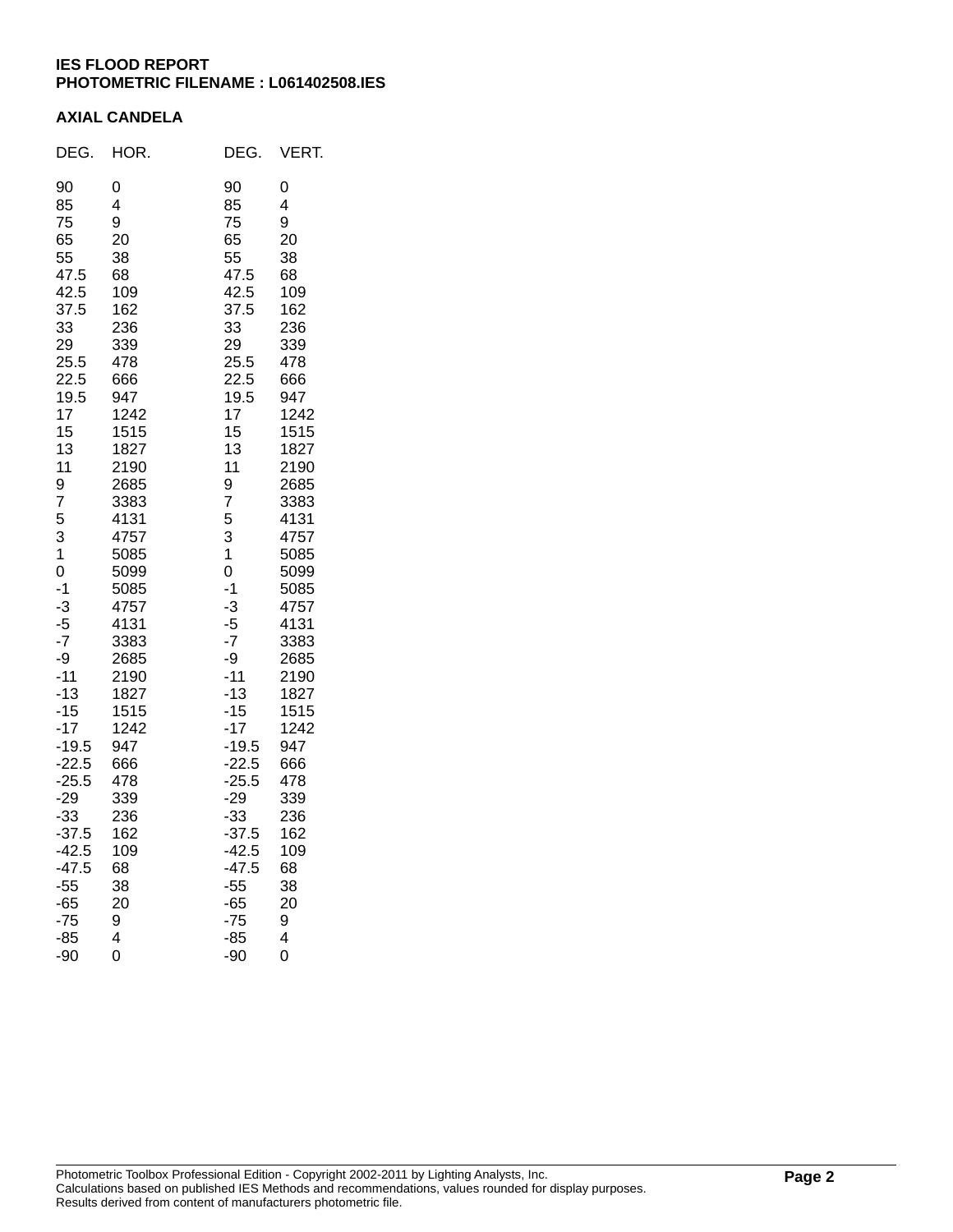**IES FLOOD REPORT**
**PHOTOMETRIC FILENAME : L061402508.IES**

**AXIAL CANDELA**

| DEG. | HOR. | DEG. | VERT. |
|---|---|---|---|
| 90 | 0 | 90 | 0 |
| 85 | 4 | 85 | 4 |
| 75 | 9 | 75 | 9 |
| 65 | 20 | 65 | 20 |
| 55 | 38 | 55 | 38 |
| 47.5 | 68 | 47.5 | 68 |
| 42.5 | 109 | 42.5 | 109 |
| 37.5 | 162 | 37.5 | 162 |
| 33 | 236 | 33 | 236 |
| 29 | 339 | 29 | 339 |
| 25.5 | 478 | 25.5 | 478 |
| 22.5 | 666 | 22.5 | 666 |
| 19.5 | 947 | 19.5 | 947 |
| 17 | 1242 | 17 | 1242 |
| 15 | 1515 | 15 | 1515 |
| 13 | 1827 | 13 | 1827 |
| 11 | 2190 | 11 | 2190 |
| 9 | 2685 | 9 | 2685 |
| 7 | 3383 | 7 | 3383 |
| 5 | 4131 | 5 | 4131 |
| 3 | 4757 | 3 | 4757 |
| 1 | 5085 | 1 | 5085 |
| 0 | 5099 | 0 | 5099 |
| -1 | 5085 | -1 | 5085 |
| -3 | 4757 | -3 | 4757 |
| -5 | 4131 | -5 | 4131 |
| -7 | 3383 | -7 | 3383 |
| -9 | 2685 | -9 | 2685 |
| -11 | 2190 | -11 | 2190 |
| -13 | 1827 | -13 | 1827 |
| -15 | 1515 | -15 | 1515 |
| -17 | 1242 | -17 | 1242 |
| -19.5 | 947 | -19.5 | 947 |
| -22.5 | 666 | -22.5 | 666 |
| -25.5 | 478 | -25.5 | 478 |
| -29 | 339 | -29 | 339 |
| -33 | 236 | -33 | 236 |
| -37.5 | 162 | -37.5 | 162 |
| -42.5 | 109 | -42.5 | 109 |
| -47.5 | 68 | -47.5 | 68 |
| -55 | 38 | -55 | 38 |
| -65 | 20 | -65 | 20 |
| -75 | 9 | -75 | 9 |
| -85 | 4 | -85 | 4 |
| -90 | 0 | -90 | 0 |

Photometric Toolbox Professional Edition - Copyright 2002-2011 by Lighting Analysts, Inc.
Calculations based on published IES Methods and recommendations, values rounded for display purposes.
Results derived from content of manufacturers photometric file.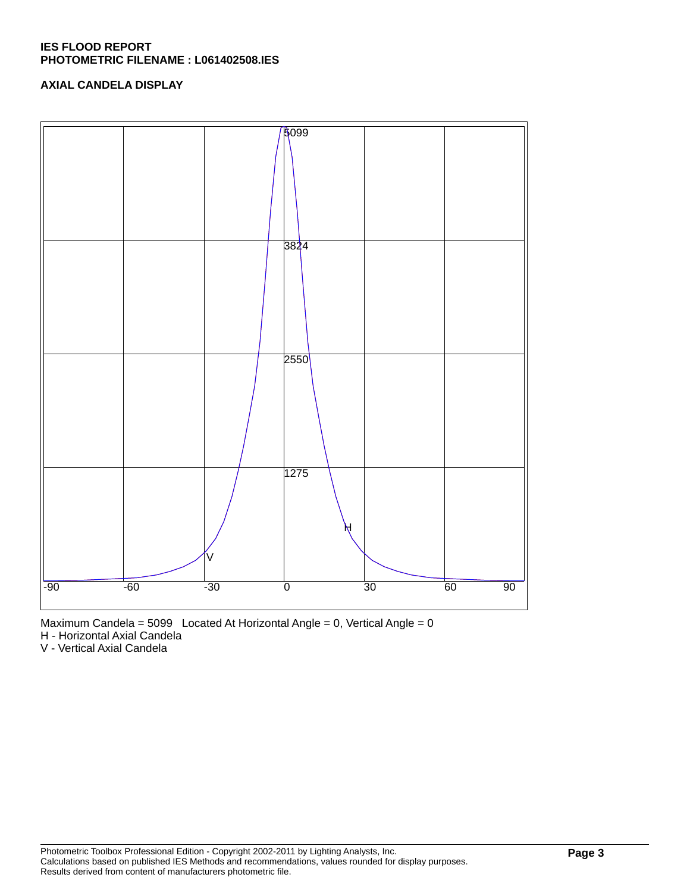**IES FLOOD REPORT**
**PHOTOMETRIC FILENAME : L061402508.IES**

**AXIAL CANDELA DISPLAY**

5099
3824
2550
1275
H
V
-90
-60
-30
0
30
60
90

Maximum Candela = 5099   Located At Horizontal Angle = 0, Vertical Angle = 0
H - Horizontal Axial Candela
V - Vertical Axial Candela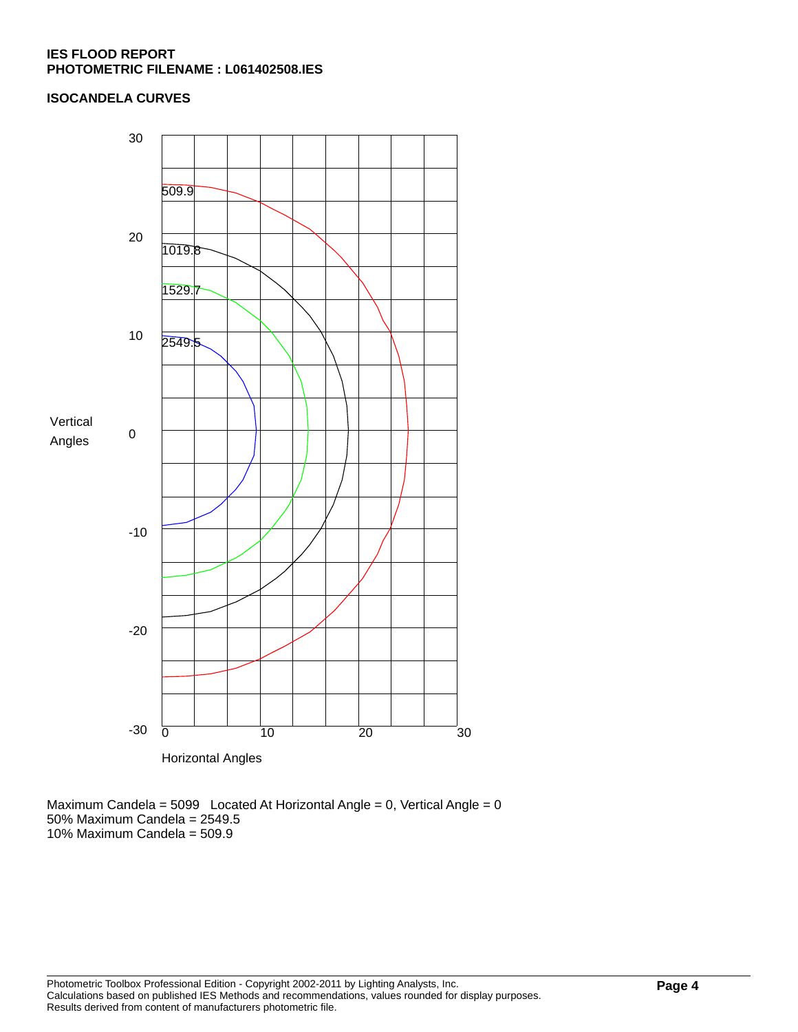**IES FLOOD REPORT**
**PHOTOMETRIC FILENAME : L061402508.IES**

**ISOCANDELA CURVES**

30
20
10
0
-10
-20
-30

Vertical Angles

509.9
1019.8
1529.7
2549.5

0
10
20
30

Horizontal Angles

Maximum Candela = 5099 Located At Horizontal Angle = 0, Vertical Angle = 0
50% Maximum Candela = 2549.5
10% Maximum Candela = 509.9

Photometric Toolbox Professional Edition - Copyright 2002-2011 by Lighting Analysts, Inc.
Calculations based on published IES Methods and recommendations, values rounded for display purposes.
Results derived from content of manufacturers photometric file.